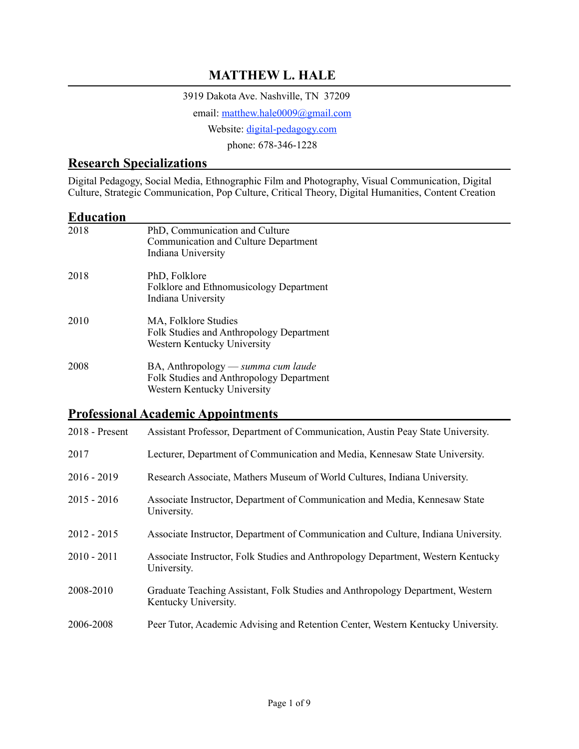# MATTHEW L. HALE

3919 Dakota Ave. Nashville, TN 37209

email: matthew.hale0009@gmail.com

Website: digital-pedagogy.com

phone: 678-346-1228

## Research Specializations

Digital Pedagogy, Social Media, Ethnographic Film and Photography, Visual Communication, Digital Culture, Strategic Communication, Pop Culture, Critical Theory, Digital Humanities, Content Creation

## Education

| | |
|---|---|
| 2018 | PhD, Communication and Culture<br>Communication and Culture Department<br>Indiana University |
| 2018 | PhD, Folklore<br>Folklore and Ethnomusicology Department<br>Indiana University |
| 2010 | MA, Folklore Studies<br>Folk Studies and Anthropology Department<br>Western Kentucky University |
| 2008 | BA, Anthropology — *summa cum laude*<br>Folk Studies and Anthropology Department<br>Western Kentucky University |

## Professional Academic Appointments

| | |
|---|---|
| 2018 - Present | Assistant Professor, Department of Communication, Austin Peay State University. |
| 2017 | Lecturer, Department of Communication and Media, Kennesaw State University. |
| 2016 - 2019 | Research Associate, Mathers Museum of World Cultures, Indiana University. |
| 2015 - 2016 | Associate Instructor, Department of Communication and Media, Kennesaw State University. |
| 2012 - 2015 | Associate Instructor, Department of Communication and Culture, Indiana University. |
| 2010 - 2011 | Associate Instructor, Folk Studies and Anthropology Department, Western Kentucky University. |
| 2008-2010 | Graduate Teaching Assistant, Folk Studies and Anthropology Department, Western Kentucky University. |
| 2006-2008 | Peer Tutor, Academic Advising and Retention Center, Western Kentucky University. |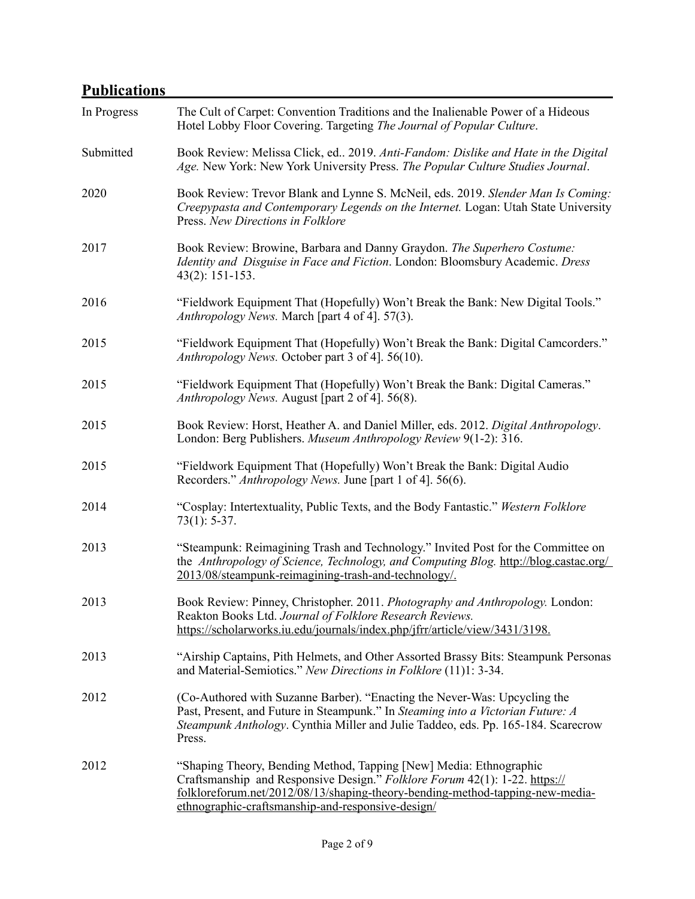## **Publications**

| | |
|---|---|
| In Progress | The Cult of Carpet: Convention Traditions and the Inalienable Power of a Hideous Hotel Lobby Floor Covering. Targeting *The Journal of Popular Culture*. |
| Submitted | Book Review: Melissa Click, ed.. 2019. *Anti-Fandom: Dislike and Hate in the Digital Age.* New York: New York University Press. *The Popular Culture Studies Journal*. |
| 2020 | Book Review: Trevor Blank and Lynne S. McNeil, eds. 2019. *Slender Man Is Coming: Creepypasta and Contemporary Legends on the Internet.* Logan: Utah State University Press. *New Directions in Folklore* |
| 2017 | Book Review: Browine, Barbara and Danny Graydon. *The Superhero Costume: Identity and Disguise in Face and Fiction*. London: Bloomsbury Academic. *Dress* 43(2): 151-153. |
| 2016 | "Fieldwork Equipment That (Hopefully) Won't Break the Bank: New Digital Tools." *Anthropology News.* March [part 4 of 4]. 57(3). |
| 2015 | "Fieldwork Equipment That (Hopefully) Won't Break the Bank: Digital Camcorders." *Anthropology News.* October part 3 of 4]. 56(10). |
| 2015 | "Fieldwork Equipment That (Hopefully) Won't Break the Bank: Digital Cameras." *Anthropology News.* August [part 2 of 4]. 56(8). |
| 2015 | Book Review: Horst, Heather A. and Daniel Miller, eds. 2012. *Digital Anthropology*. London: Berg Publishers. *Museum Anthropology Review* 9(1-2): 316. |
| 2015 | "Fieldwork Equipment That (Hopefully) Won't Break the Bank: Digital Audio Recorders." *Anthropology News.* June [part 1 of 4]. 56(6). |
| 2014 | "Cosplay: Intertextuality, Public Texts, and the Body Fantastic." *Western Folklore* 73(1): 5-37. |
| 2013 | "Steampunk: Reimagining Trash and Technology." Invited Post for the Committee on the *Anthropology of Science, Technology, and Computing Blog.* http://blog.castac.org/2013/08/steampunk-reimagining-trash-and-technology/. |
| 2013 | Book Review: Pinney, Christopher. 2011. *Photography and Anthropology.* London: Reakton Books Ltd. *Journal of Folklore Research Reviews.* https://scholarworks.iu.edu/journals/index.php/jfrr/article/view/3431/3198. |
| 2013 | "Airship Captains, Pith Helmets, and Other Assorted Brassy Bits: Steampunk Personas and Material-Semiotics." *New Directions in Folklore* (11)1: 3-34. |
| 2012 | (Co-Authored with Suzanne Barber). "Enacting the Never-Was: Upcycling the Past, Present, and Future in Steampunk." In *Steaming into a Victorian Future: A Steampunk Anthology*. Cynthia Miller and Julie Taddeo, eds. Pp. 165-184. Scarecrow Press. |
| 2012 | "Shaping Theory, Bending Method, Tapping [New] Media: Ethnographic Craftsmanship and Responsive Design." *Folklore Forum* 42(1): 1-22. https://folkloreforum.net/2012/08/13/shaping-theory-bending-method-tapping-new-media-ethnographic-craftsmanship-and-responsive-design/ |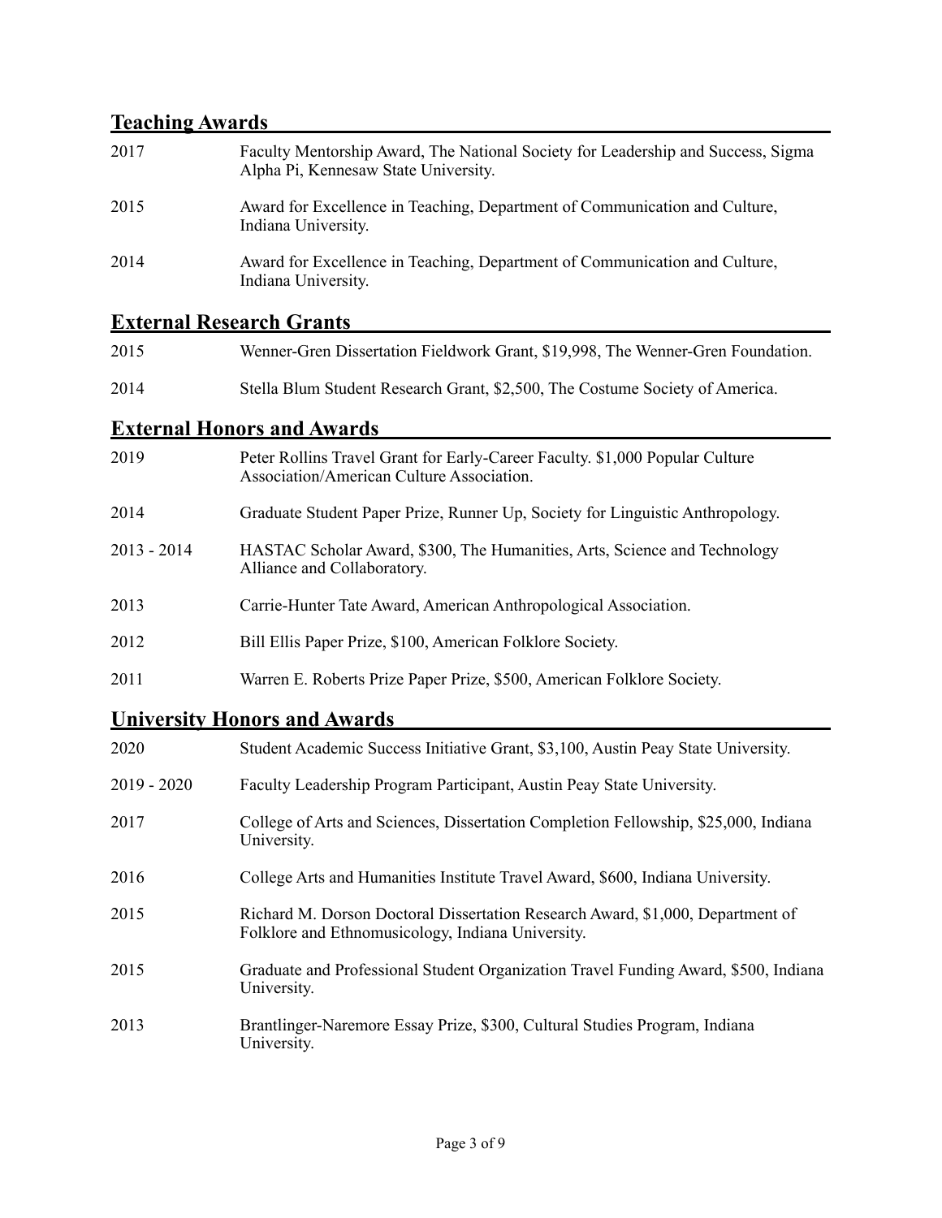## Teaching Awards

| | |
|---|---|
| 2017 | Faculty Mentorship Award, The National Society for Leadership and Success, Sigma Alpha Pi, Kennesaw State University. |
| 2015 | Award for Excellence in Teaching, Department of Communication and Culture, Indiana University. |
| 2014 | Award for Excellence in Teaching, Department of Communication and Culture, Indiana University. |

## External Research Grants

| | |
|---|---|
| 2015 | Wenner-Gren Dissertation Fieldwork Grant, $19,998, The Wenner-Gren Foundation. |
| 2014 | Stella Blum Student Research Grant, $2,500, The Costume Society of America. |

## External Honors and Awards

| | |
|---|---|
| 2019 | Peter Rollins Travel Grant for Early-Career Faculty. $1,000 Popular Culture Association/American Culture Association. |
| 2014 | Graduate Student Paper Prize, Runner Up, Society for Linguistic Anthropology. |
| 2013 - 2014 | HASTAC Scholar Award, $300, The Humanities, Arts, Science and Technology Alliance and Collaboratory. |
| 2013 | Carrie-Hunter Tate Award, American Anthropological Association. |
| 2012 | Bill Ellis Paper Prize, $100, American Folklore Society. |
| 2011 | Warren E. Roberts Prize Paper Prize, $500, American Folklore Society. |

## University Honors and Awards

| | |
|---|---|
| 2020 | Student Academic Success Initiative Grant, $3,100, Austin Peay State University. |
| 2019 - 2020 | Faculty Leadership Program Participant, Austin Peay State University. |
| 2017 | College of Arts and Sciences, Dissertation Completion Fellowship, $25,000, Indiana University. |
| 2016 | College Arts and Humanities Institute Travel Award, $600, Indiana University. |
| 2015 | Richard M. Dorson Doctoral Dissertation Research Award, $1,000, Department of Folklore and Ethnomusicology, Indiana University. |
| 2015 | Graduate and Professional Student Organization Travel Funding Award, $500, Indiana University. |
| 2013 | Brantlinger-Naremore Essay Prize, $300, Cultural Studies Program, Indiana University. |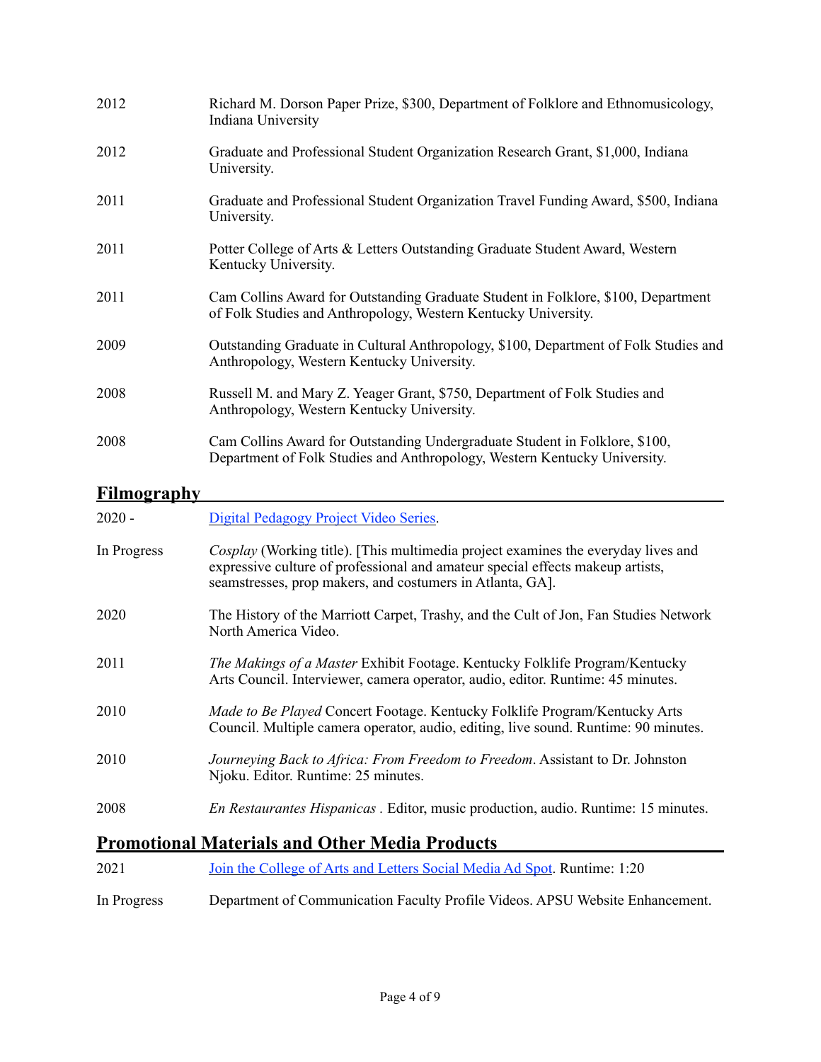2012 Richard M. Dorson Paper Prize, $300, Department of Folklore and Ethnomusicology, Indiana University

2012 Graduate and Professional Student Organization Research Grant, $1,000, Indiana University.

2011 Graduate and Professional Student Organization Travel Funding Award, $500, Indiana University.

2011 Potter College of Arts & Letters Outstanding Graduate Student Award, Western Kentucky University.

2011 Cam Collins Award for Outstanding Graduate Student in Folklore, $100, Department of Folk Studies and Anthropology, Western Kentucky University.

2009 Outstanding Graduate in Cultural Anthropology, $100, Department of Folk Studies and Anthropology, Western Kentucky University.

2008 Russell M. and Mary Z. Yeager Grant, $750, Department of Folk Studies and Anthropology, Western Kentucky University.

2008 Cam Collins Award for Outstanding Undergraduate Student in Folklore, $100, Department of Folk Studies and Anthropology, Western Kentucky University.

## Filmography

2020 - Digital Pedagogy Project Video Series.

In Progress *Cosplay* (Working title). [This multimedia project examines the everyday lives and expressive culture of professional and amateur special effects makeup artists, seamstresses, prop makers, and costumers in Atlanta, GA].

2020 The History of the Marriott Carpet, Trashy, and the Cult of Jon, Fan Studies Network North America Video.

2011 *The Makings of a Master* Exhibit Footage. Kentucky Folklife Program/Kentucky Arts Council. Interviewer, camera operator, audio, editor. Runtime: 45 minutes.

2010 *Made to Be Played* Concert Footage. Kentucky Folklife Program/Kentucky Arts Council. Multiple camera operator, audio, editing, live sound. Runtime: 90 minutes.

2010 *Journeying Back to Africa: From Freedom to Freedom*. Assistant to Dr. Johnston Njoku. Editor. Runtime: 25 minutes.

2008 *En Restaurantes Hispanicas* . Editor, music production, audio. Runtime: 15 minutes.

## Promotional Materials and Other Media Products

2021 Join the College of Arts and Letters Social Media Ad Spot. Runtime: 1:20

In Progress Department of Communication Faculty Profile Videos. APSU Website Enhancement.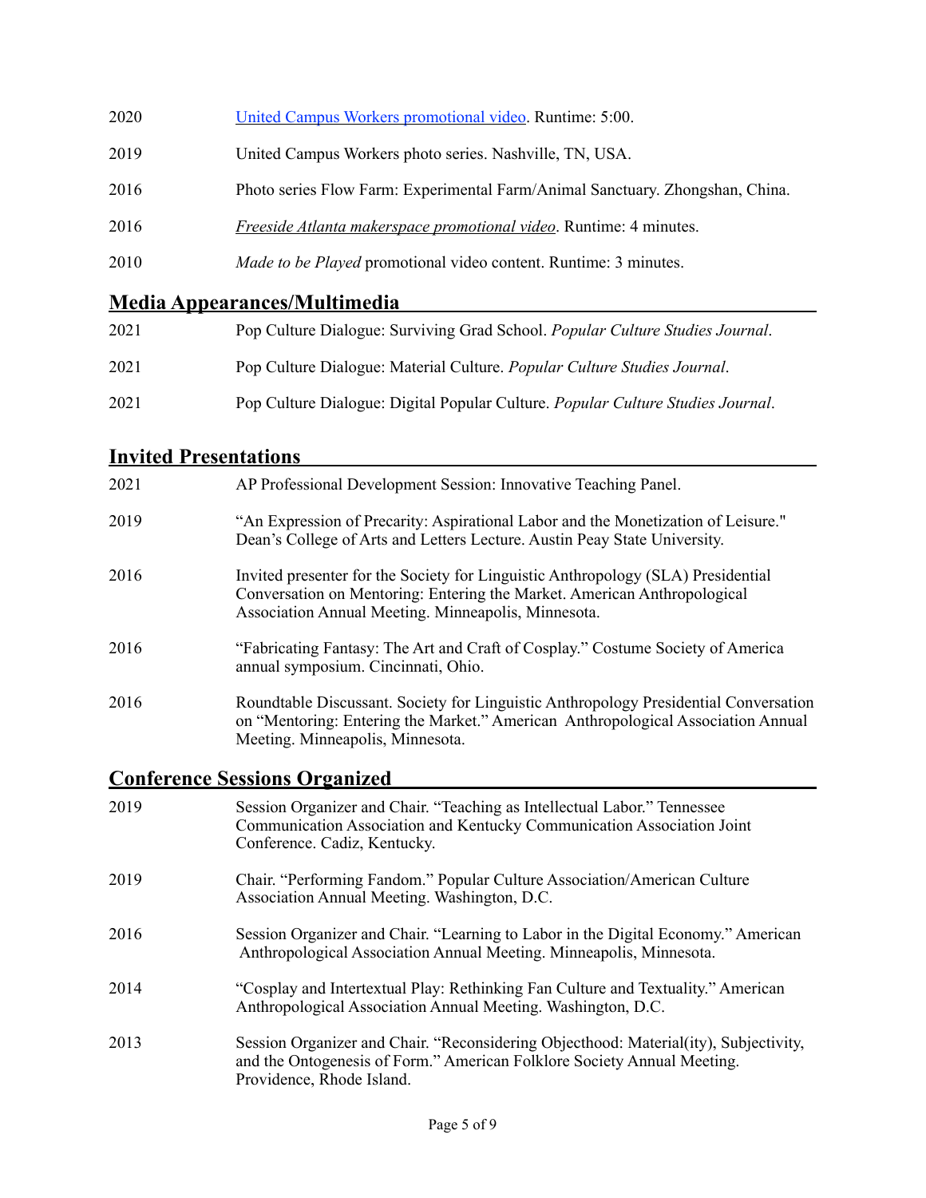| | |
|---|---|
| 2020 | [United Campus Workers promotional video](). Runtime: 5:00. |
| 2019 | United Campus Workers photo series. Nashville, TN, USA. |
| 2016 | Photo series Flow Farm: Experimental Farm/Animal Sanctuary. Zhongshan, China. |
| 2016 | *Freeside Atlanta makerspace promotional video*. Runtime: 4 minutes. |
| 2010 | *Made to be Played* promotional video content. Runtime: 3 minutes. |

## Media Appearances/Multimedia

| | |
|---|---|
| 2021 | Pop Culture Dialogue: Surviving Grad School. *Popular Culture Studies Journal*. |
| 2021 | Pop Culture Dialogue: Material Culture. *Popular Culture Studies Journal*. |
| 2021 | Pop Culture Dialogue: Digital Popular Culture. *Popular Culture Studies Journal*. |

## Invited Presentations

| | |
|---|---|
| 2021 | AP Professional Development Session: Innovative Teaching Panel. |
| 2019 | "An Expression of Precarity: Aspirational Labor and the Monetization of Leisure." Dean's College of Arts and Letters Lecture. Austin Peay State University. |
| 2016 | Invited presenter for the Society for Linguistic Anthropology (SLA) Presidential Conversation on Mentoring: Entering the Market. American Anthropological Association Annual Meeting. Minneapolis, Minnesota. |
| 2016 | "Fabricating Fantasy: The Art and Craft of Cosplay." Costume Society of America annual symposium. Cincinnati, Ohio. |
| 2016 | Roundtable Discussant. Society for Linguistic Anthropology Presidential Conversation on "Mentoring: Entering the Market." American Anthropological Association Annual Meeting. Minneapolis, Minnesota. |

## Conference Sessions Organized

| | |
|---|---|
| 2019 | Session Organizer and Chair. "Teaching as Intellectual Labor." Tennessee Communication Association and Kentucky Communication Association Joint Conference. Cadiz, Kentucky. |
| 2019 | Chair. "Performing Fandom." Popular Culture Association/American Culture Association Annual Meeting. Washington, D.C. |
| 2016 | Session Organizer and Chair. "Learning to Labor in the Digital Economy." American Anthropological Association Annual Meeting. Minneapolis, Minnesota. |
| 2014 | "Cosplay and Intertextual Play: Rethinking Fan Culture and Textuality." American Anthropological Association Annual Meeting. Washington, D.C. |
| 2013 | Session Organizer and Chair. "Reconsidering Objecthood: Material(ity), Subjectivity, and the Ontogenesis of Form." American Folklore Society Annual Meeting. Providence, Rhode Island. |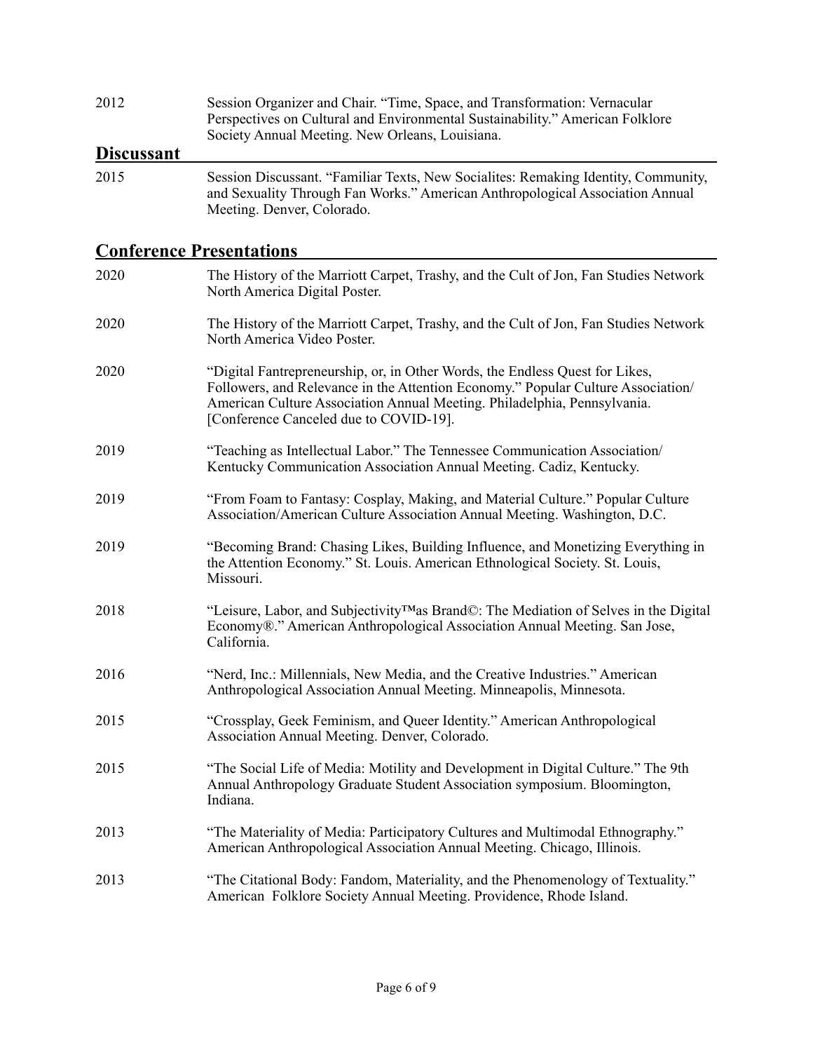2012 Session Organizer and Chair. "Time, Space, and Transformation: Vernacular Perspectives on Cultural and Environmental Sustainability." American Folklore Society Annual Meeting. New Orleans, Louisiana.

## Discussant

2015 Session Discussant. "Familiar Texts, New Socialites: Remaking Identity, Community, and Sexuality Through Fan Works." American Anthropological Association Annual Meeting. Denver, Colorado.

## Conference Presentations

2020 The History of the Marriott Carpet, Trashy, and the Cult of Jon, Fan Studies Network North America Digital Poster.

2020 The History of the Marriott Carpet, Trashy, and the Cult of Jon, Fan Studies Network North America Video Poster.

2020 "Digital Fantrepreneurship, or, in Other Words, the Endless Quest for Likes, Followers, and Relevance in the Attention Economy." Popular Culture Association/ American Culture Association Annual Meeting. Philadelphia, Pennsylvania. [Conference Canceled due to COVID-19].

2019 "Teaching as Intellectual Labor." The Tennessee Communication Association/ Kentucky Communication Association Annual Meeting. Cadiz, Kentucky.

2019 "From Foam to Fantasy: Cosplay, Making, and Material Culture." Popular Culture Association/American Culture Association Annual Meeting. Washington, D.C.

2019 "Becoming Brand: Chasing Likes, Building Influence, and Monetizing Everything in the Attention Economy." St. Louis. American Ethnological Society. St. Louis, Missouri.

2018 "Leisure, Labor, and Subjectivity™as Brand©: The Mediation of Selves in the Digital Economy®." American Anthropological Association Annual Meeting. San Jose, California.

2016 "Nerd, Inc.: Millennials, New Media, and the Creative Industries." American Anthropological Association Annual Meeting. Minneapolis, Minnesota.

2015 "Crossplay, Geek Feminism, and Queer Identity." American Anthropological Association Annual Meeting. Denver, Colorado.

2015 "The Social Life of Media: Motility and Development in Digital Culture." The 9th Annual Anthropology Graduate Student Association symposium. Bloomington, Indiana.

2013 "The Materiality of Media: Participatory Cultures and Multimodal Ethnography." American Anthropological Association Annual Meeting. Chicago, Illinois.

2013 "The Citational Body: Fandom, Materiality, and the Phenomenology of Textuality." American Folklore Society Annual Meeting. Providence, Rhode Island.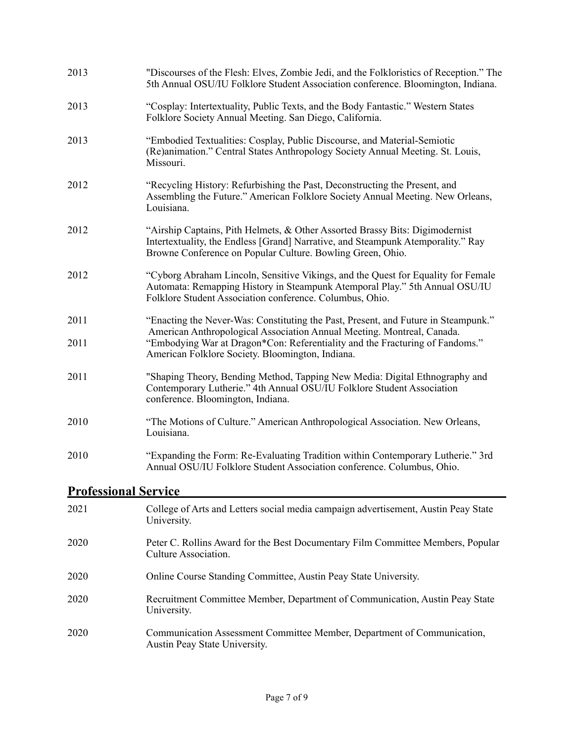2013 "Discourses of the Flesh: Elves, Zombie Jedi, and the Folkloristics of Reception." The 5th Annual OSU/IU Folklore Student Association conference. Bloomington, Indiana.

2013 "Cosplay: Intertextuality, Public Texts, and the Body Fantastic." Western States Folklore Society Annual Meeting. San Diego, California.

2013 "Embodied Textualities: Cosplay, Public Discourse, and Material-Semiotic (Re)animation." Central States Anthropology Society Annual Meeting. St. Louis, Missouri.

2012 "Recycling History: Refurbishing the Past, Deconstructing the Present, and Assembling the Future." American Folklore Society Annual Meeting. New Orleans, Louisiana.

2012 "Airship Captains, Pith Helmets, & Other Assorted Brassy Bits: Digimodernist Intertextuality, the Endless [Grand] Narrative, and Steampunk Atemporality." Ray Browne Conference on Popular Culture. Bowling Green, Ohio.

2012 "Cyborg Abraham Lincoln, Sensitive Vikings, and the Quest for Equality for Female Automata: Remapping History in Steampunk Atemporal Play." 5th Annual OSU/IU Folklore Student Association conference. Columbus, Ohio.

2011 "Enacting the Never-Was: Constituting the Past, Present, and Future in Steampunk." American Anthropological Association Annual Meeting. Montreal, Canada.

2011 "Embodying War at Dragon*Con: Referentiality and the Fracturing of Fandoms." American Folklore Society. Bloomington, Indiana.

2011 "Shaping Theory, Bending Method, Tapping New Media: Digital Ethnography and Contemporary Lutherie." 4th Annual OSU/IU Folklore Student Association conference. Bloomington, Indiana.

2010 "The Motions of Culture." American Anthropological Association. New Orleans, Louisiana.

2010 "Expanding the Form: Re-Evaluating Tradition within Contemporary Lutherie." 3rd Annual OSU/IU Folklore Student Association conference. Columbus, Ohio.

## Professional Service

2021 College of Arts and Letters social media campaign advertisement, Austin Peay State University.

2020 Peter C. Rollins Award for the Best Documentary Film Committee Members, Popular Culture Association.

2020 Online Course Standing Committee, Austin Peay State University.

2020 Recruitment Committee Member, Department of Communication, Austin Peay State University.

2020 Communication Assessment Committee Member, Department of Communication, Austin Peay State University.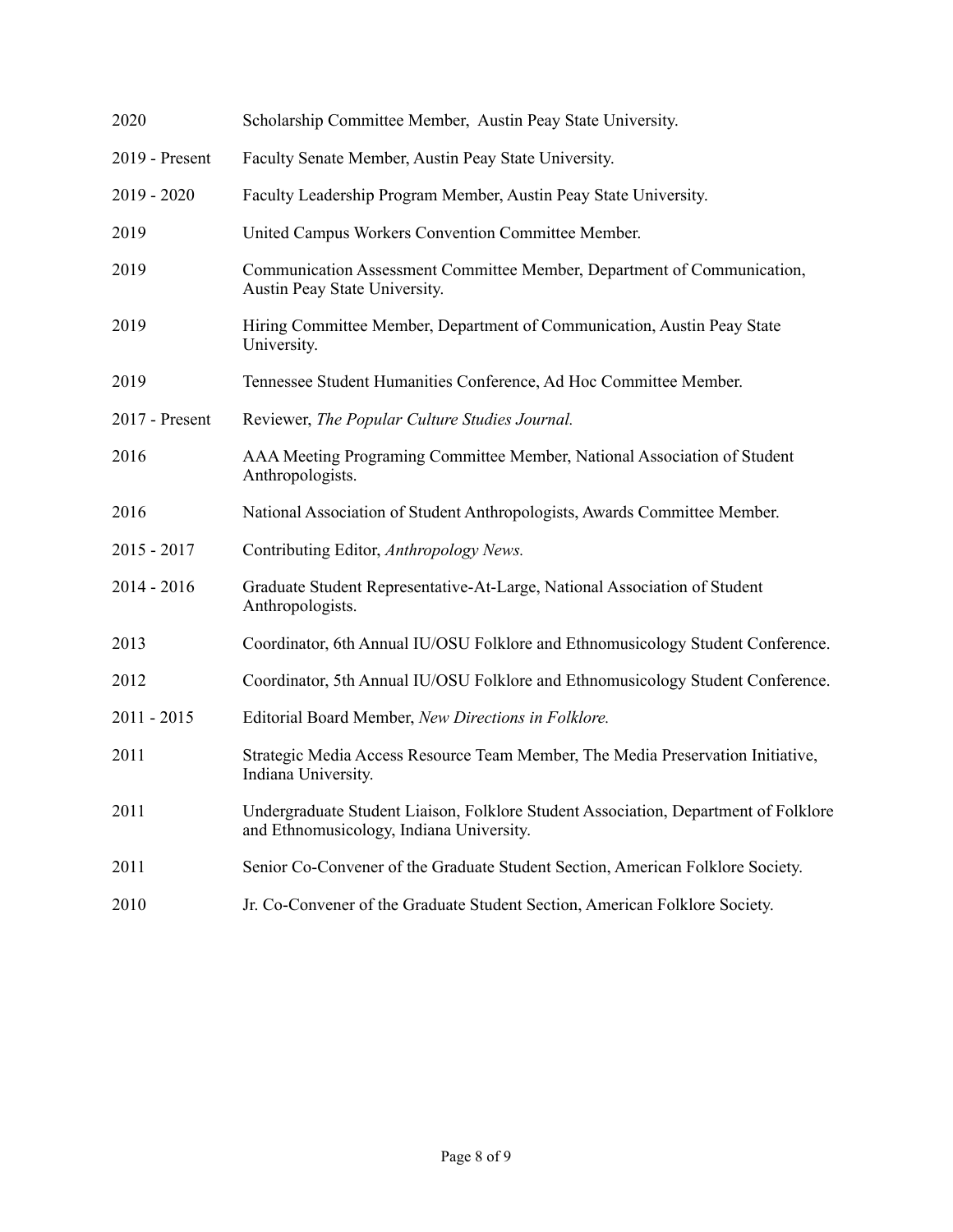2020 Scholarship Committee Member, Austin Peay State University.

2019 - Present Faculty Senate Member, Austin Peay State University.

2019 - 2020 Faculty Leadership Program Member, Austin Peay State University.

2019 United Campus Workers Convention Committee Member.

2019 Communication Assessment Committee Member, Department of Communication, Austin Peay State University.

2019 Hiring Committee Member, Department of Communication, Austin Peay State University.

2019 Tennessee Student Humanities Conference, Ad Hoc Committee Member.

2017 - Present Reviewer, *The Popular Culture Studies Journal.*

2016 AAA Meeting Programing Committee Member, National Association of Student Anthropologists.

2016 National Association of Student Anthropologists, Awards Committee Member.

2015 - 2017 Contributing Editor, *Anthropology News.*

2014 - 2016 Graduate Student Representative-At-Large, National Association of Student Anthropologists.

2013 Coordinator, 6th Annual IU/OSU Folklore and Ethnomusicology Student Conference.

2012 Coordinator, 5th Annual IU/OSU Folklore and Ethnomusicology Student Conference.

2011 - 2015 Editorial Board Member, *New Directions in Folklore.*

2011 Strategic Media Access Resource Team Member, The Media Preservation Initiative, Indiana University.

2011 Undergraduate Student Liaison, Folklore Student Association, Department of Folklore and Ethnomusicology, Indiana University.

2011 Senior Co-Convener of the Graduate Student Section, American Folklore Society.

2010 Jr. Co-Convener of the Graduate Student Section, American Folklore Society.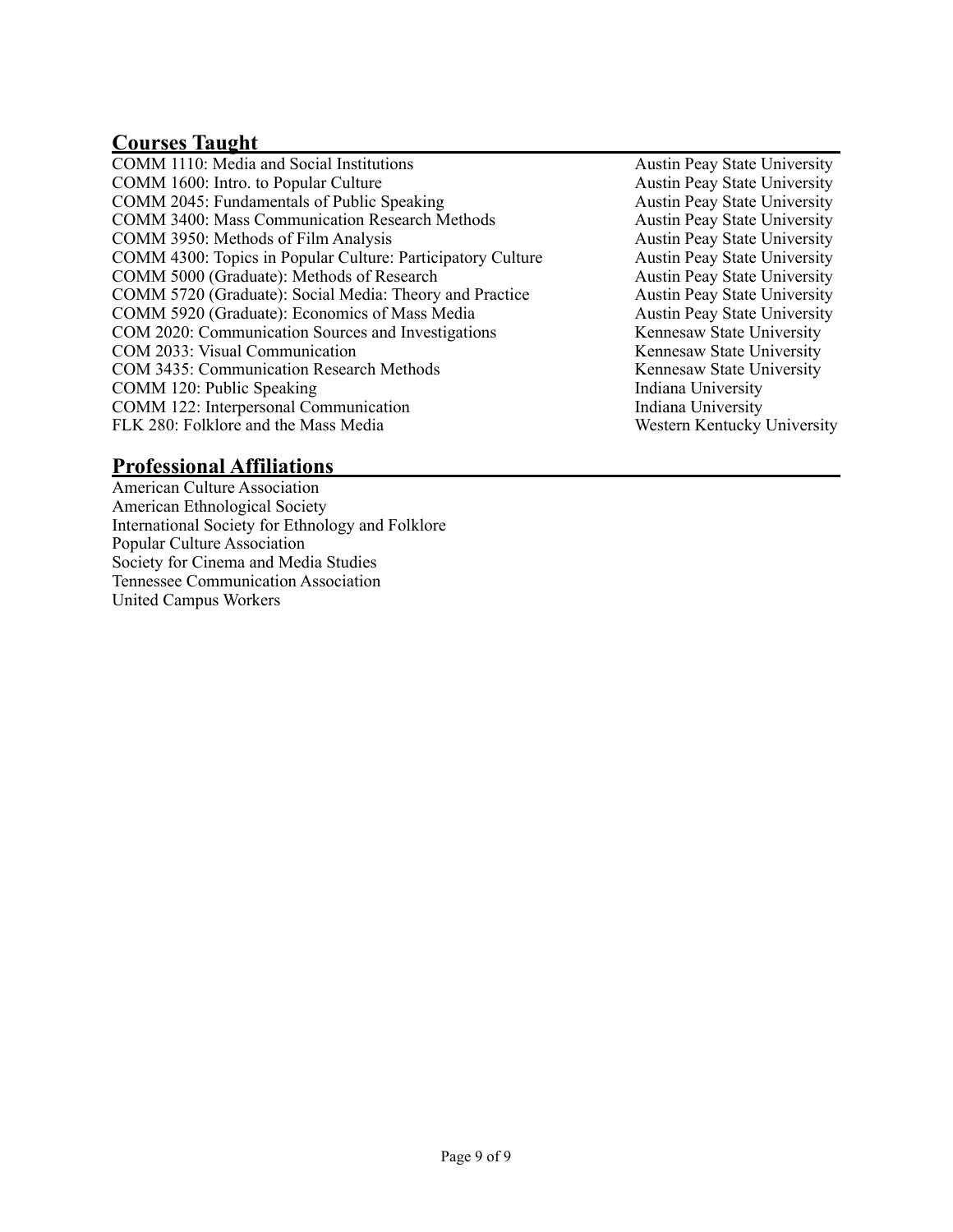## Courses Taught

| | |
|---|---|
| COMM 1110: Media and Social Institutions | Austin Peay State University |
| COMM 1600: Intro. to Popular Culture | Austin Peay State University |
| COMM 2045: Fundamentals of Public Speaking | Austin Peay State University |
| COMM 3400: Mass Communication Research Methods | Austin Peay State University |
| COMM 3950: Methods of Film Analysis | Austin Peay State University |
| COMM 4300: Topics in Popular Culture: Participatory Culture | Austin Peay State University |
| COMM 5000 (Graduate): Methods of Research | Austin Peay State University |
| COMM 5720 (Graduate): Social Media: Theory and Practice | Austin Peay State University |
| COMM 5920 (Graduate): Economics of Mass Media | Austin Peay State University |
| COM 2020: Communication Sources and Investigations | Kennesaw State University |
| COM 2033: Visual Communication | Kennesaw State University |
| COM 3435: Communication Research Methods | Kennesaw State University |
| COMM 120: Public Speaking | Indiana University |
| COMM 122: Interpersonal Communication | Indiana University |
| FLK 280: Folklore and the Mass Media | Western Kentucky University |

## Professional Affiliations

American Culture Association
American Ethnological Society
International Society for Ethnology and Folklore
Popular Culture Association
Society for Cinema and Media Studies
Tennessee Communication Association
United Campus Workers